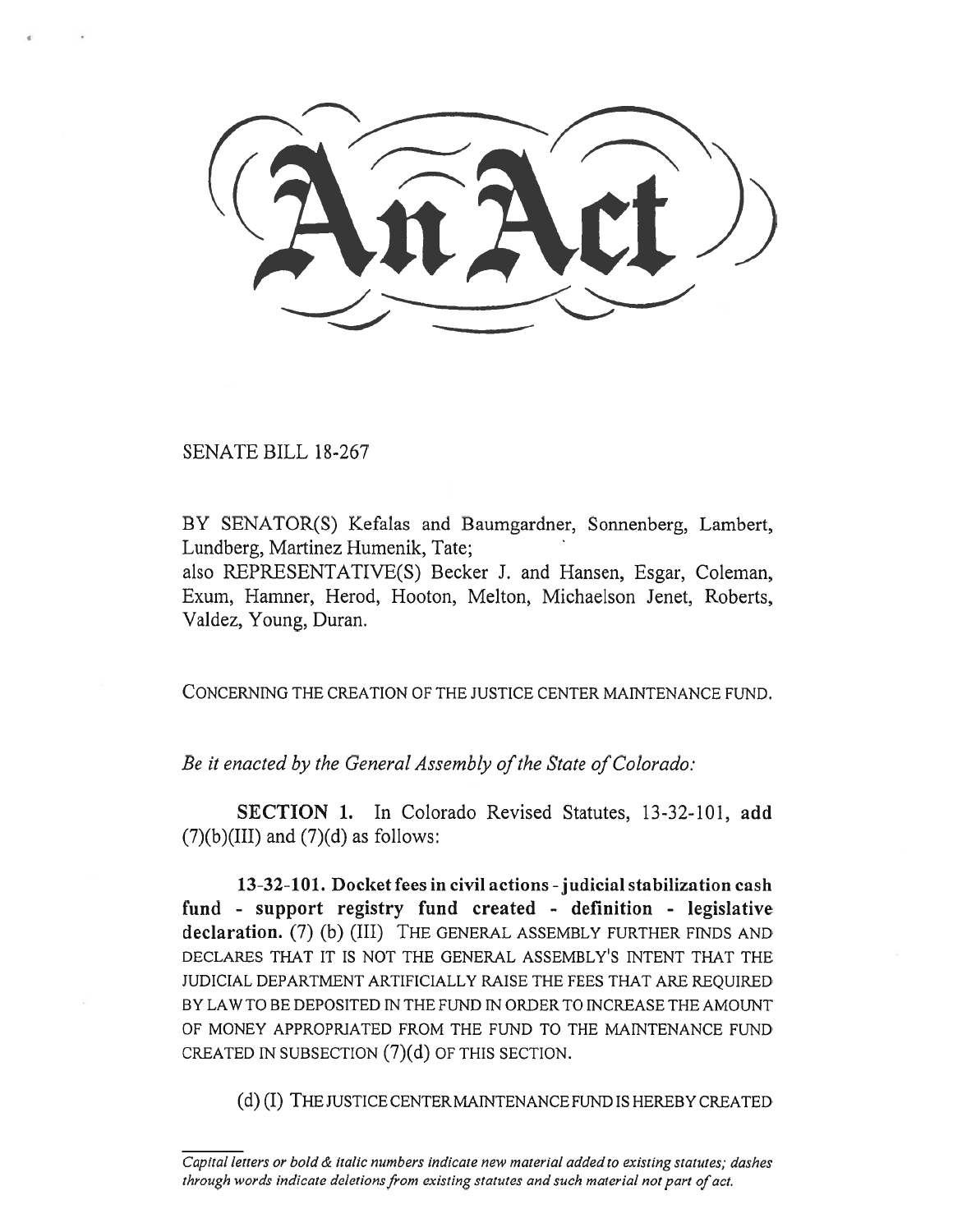# An Act

SENATE BILL 18-267

BY SENATOR(S) Kefalas and Baumgardner, Sonnenberg, Lambert, Lundberg, Martinez Humenik, Tate;
also REPRESENTATIVE(S) Becker J. and Hansen, Esgar, Coleman, Exum, Hamner, Herod, Hooton, Melton, Michaelson Jenet, Roberts, Valdez, Young, Duran.

CONCERNING THE CREATION OF THE JUSTICE CENTER MAINTENANCE FUND.

*Be it enacted by the General Assembly of the State of Colorado:*

**SECTION 1.** In Colorado Revised Statutes, 13-32-101, **add** (7)(b)(III) and (7)(d) as follows:

**13-32-101. Docket fees in civil actions - judicial stabilization cash fund - support registry fund created - definition - legislative declaration.** (7) (b) (III) THE GENERAL ASSEMBLY FURTHER FINDS AND DECLARES THAT IT IS NOT THE GENERAL ASSEMBLY'S INTENT THAT THE JUDICIAL DEPARTMENT ARTIFICIALLY RAISE THE FEES THAT ARE REQUIRED BY LAW TO BE DEPOSITED IN THE FUND IN ORDER TO INCREASE THE AMOUNT OF MONEY APPROPRIATED FROM THE FUND TO THE MAINTENANCE FUND CREATED IN SUBSECTION (7)(d) OF THIS SECTION.

(d) (I) THE JUSTICE CENTER MAINTENANCE FUND IS HEREBY CREATED

*Capital letters or bold & italic numbers indicate new material added to existing statutes; dashes through words indicate deletions from existing statutes and such material not part of act.*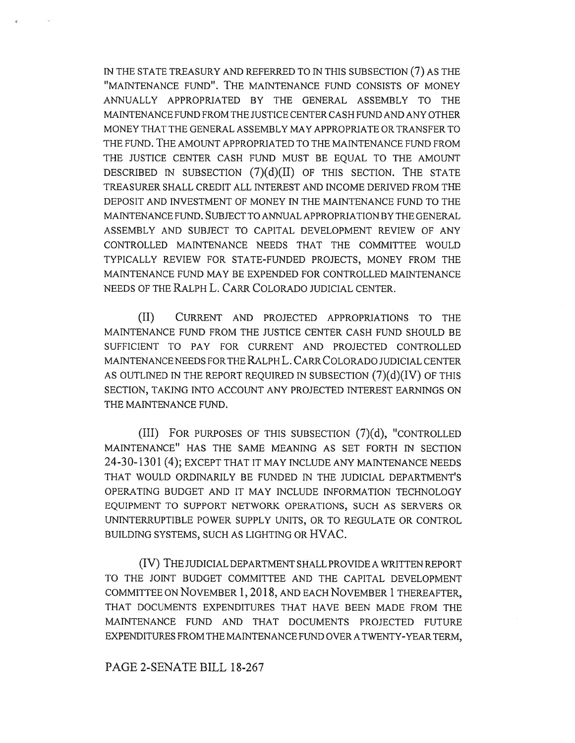IN THE STATE TREASURY AND REFERRED TO IN THIS SUBSECTION (7) AS THE "MAINTENANCE FUND". THE MAINTENANCE FUND CONSISTS OF MONEY ANNUALLY APPROPRIATED BY THE GENERAL ASSEMBLY TO THE MAINTENANCE FUND FROM THE JUSTICE CENTER CASH FUND AND ANY OTHER MONEY THAT THE GENERAL ASSEMBLY MAY APPROPRIATE OR TRANSFER TO THE FUND. THE AMOUNT APPROPRIATED TO THE MAINTENANCE FUND FROM THE JUSTICE CENTER CASH FUND MUST BE EQUAL TO THE AMOUNT DESCRIBED IN SUBSECTION (7)(d)(II) OF THIS SECTION. THE STATE TREASURER SHALL CREDIT ALL INTEREST AND INCOME DERIVED FROM THE DEPOSIT AND INVESTMENT OF MONEY IN THE MAINTENANCE FUND TO THE MAINTENANCE FUND. SUBJECT TO ANNUAL APPROPRIATION BY THE GENERAL ASSEMBLY AND SUBJECT TO CAPITAL DEVELOPMENT REVIEW OF ANY CONTROLLED MAINTENANCE NEEDS THAT THE COMMITTEE WOULD TYPICALLY REVIEW FOR STATE-FUNDED PROJECTS, MONEY FROM THE MAINTENANCE FUND MAY BE EXPENDED FOR CONTROLLED MAINTENANCE NEEDS OF THE RALPH L. CARR COLORADO JUDICIAL CENTER.

(II) CURRENT AND PROJECTED APPROPRIATIONS TO THE MAINTENANCE FUND FROM THE JUSTICE CENTER CASH FUND SHOULD BE SUFFICIENT TO PAY FOR CURRENT AND PROJECTED CONTROLLED MAINTENANCE NEEDS FOR THE RALPH L. CARR COLORADO JUDICIAL CENTER AS OUTLINED IN THE REPORT REQUIRED IN SUBSECTION (7)(d)(IV) OF THIS SECTION, TAKING INTO ACCOUNT ANY PROJECTED INTEREST EARNINGS ON THE MAINTENANCE FUND.

(III) FOR PURPOSES OF THIS SUBSECTION (7)(d), "CONTROLLED MAINTENANCE" HAS THE SAME MEANING AS SET FORTH IN SECTION 24-30-1301 (4); EXCEPT THAT IT MAY INCLUDE ANY MAINTENANCE NEEDS THAT WOULD ORDINARILY BE FUNDED IN THE JUDICIAL DEPARTMENT'S OPERATING BUDGET AND IT MAY INCLUDE INFORMATION TECHNOLOGY EQUIPMENT TO SUPPORT NETWORK OPERATIONS, SUCH AS SERVERS OR UNINTERRUPTIBLE POWER SUPPLY UNITS, OR TO REGULATE OR CONTROL BUILDING SYSTEMS, SUCH AS LIGHTING OR HVAC.

(IV) THE JUDICIAL DEPARTMENT SHALL PROVIDE A WRITTEN REPORT TO THE JOINT BUDGET COMMITTEE AND THE CAPITAL DEVELOPMENT COMMITTEE ON NOVEMBER 1, 2018, AND EACH NOVEMBER 1 THEREAFTER, THAT DOCUMENTS EXPENDITURES THAT HAVE BEEN MADE FROM THE MAINTENANCE FUND AND THAT DOCUMENTS PROJECTED FUTURE EXPENDITURES FROM THE MAINTENANCE FUND OVER A TWENTY-YEAR TERM,

PAGE 2-SENATE BILL 18-267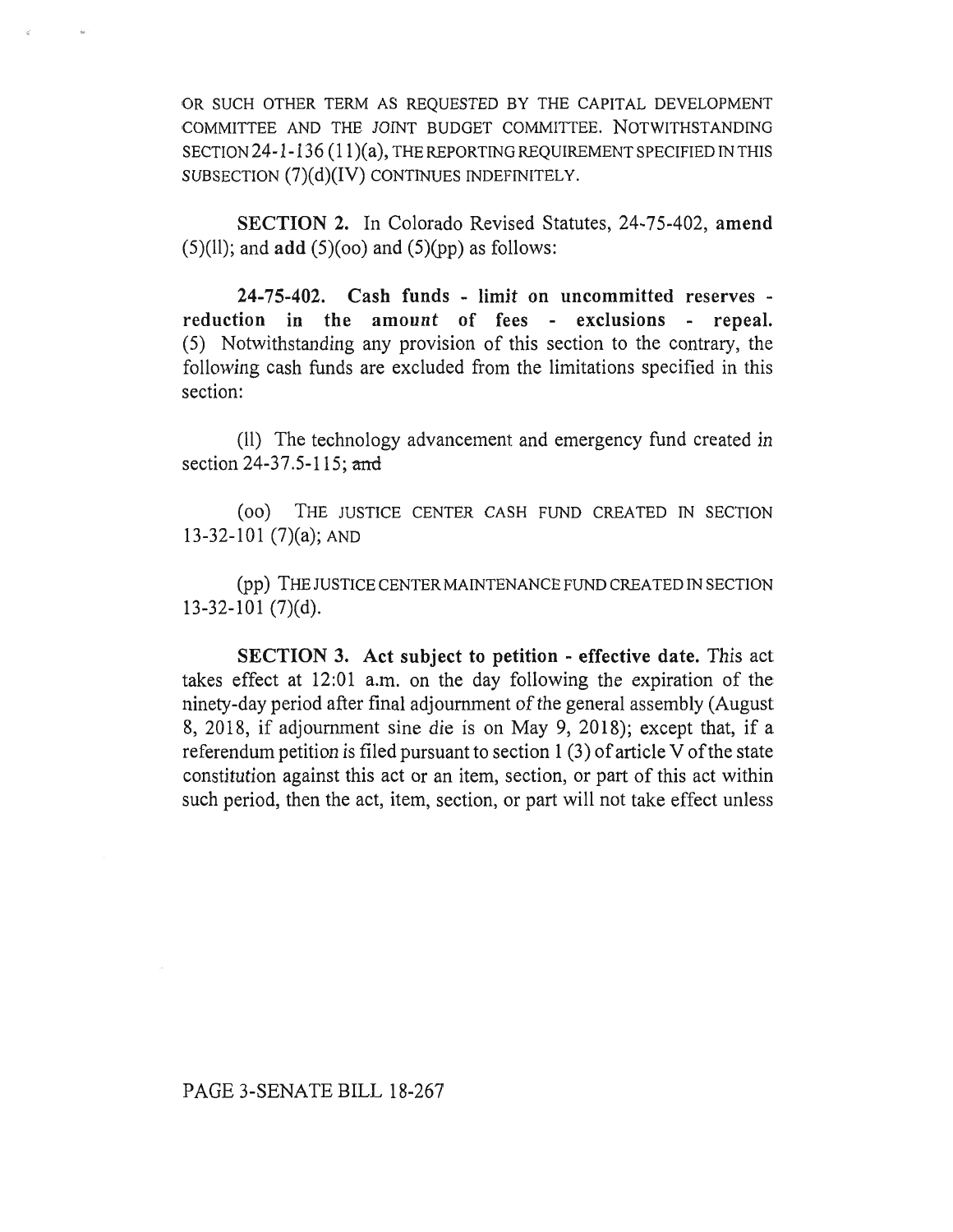OR SUCH OTHER TERM AS REQUESTED BY THE CAPITAL DEVELOPMENT COMMITTEE AND THE JOINT BUDGET COMMITTEE. NOTWITHSTANDING SECTION 24-1-136 (11)(a), THE REPORTING REQUIREMENT SPECIFIED IN THIS SUBSECTION (7)(d)(IV) CONTINUES INDEFINITELY.

**SECTION 2.** In Colorado Revised Statutes, 24-75-402, **amend** (5)(ll); and **add** (5)(oo) and (5)(pp) as follows:

**24-75-402. Cash funds - limit on uncommitted reserves - reduction in the amount of fees - exclusions - repeal.** (5) Notwithstanding any provision of this section to the contrary, the following cash funds are excluded from the limitations specified in this section:

(ll) The technology advancement and emergency fund created in section 24-37.5-115; ~~and~~

(oo) THE JUSTICE CENTER CASH FUND CREATED IN SECTION 13-32-101 (7)(a); AND

(pp) THE JUSTICE CENTER MAINTENANCE FUND CREATED IN SECTION 13-32-101 (7)(d).

**SECTION 3. Act subject to petition - effective date.** This act takes effect at 12:01 a.m. on the day following the expiration of the ninety-day period after final adjournment of the general assembly (August 8, 2018, if adjournment sine die is on May 9, 2018); except that, if a referendum petition is filed pursuant to section 1 (3) of article V of the state constitution against this act or an item, section, or part of this act within such period, then the act, item, section, or part will not take effect unless

PAGE 3-SENATE BILL 18-267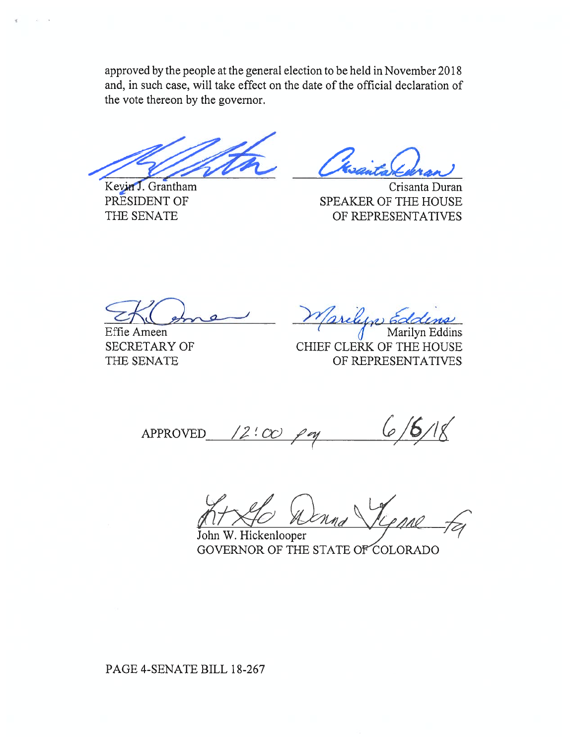approved by the people at the general election to be held in November 2018 and, in such case, will take effect on the date of the official declaration of the vote thereon by the governor.

Kevin J. Grantham
PRESIDENT OF
THE SENATE

Crisanta Duran
SPEAKER OF THE HOUSE
OF REPRESENTATIVES

Effie Ameen
SECRETARY OF
THE SENATE

Marilyn Eddins
CHIEF CLERK OF THE HOUSE
OF REPRESENTATIVES

APPROVED 12:00 pm 6/6/18

Lt Gov Donna Lynne for
John W. Hickenlooper
GOVERNOR OF THE STATE OF COLORADO

PAGE 4-SENATE BILL 18-267